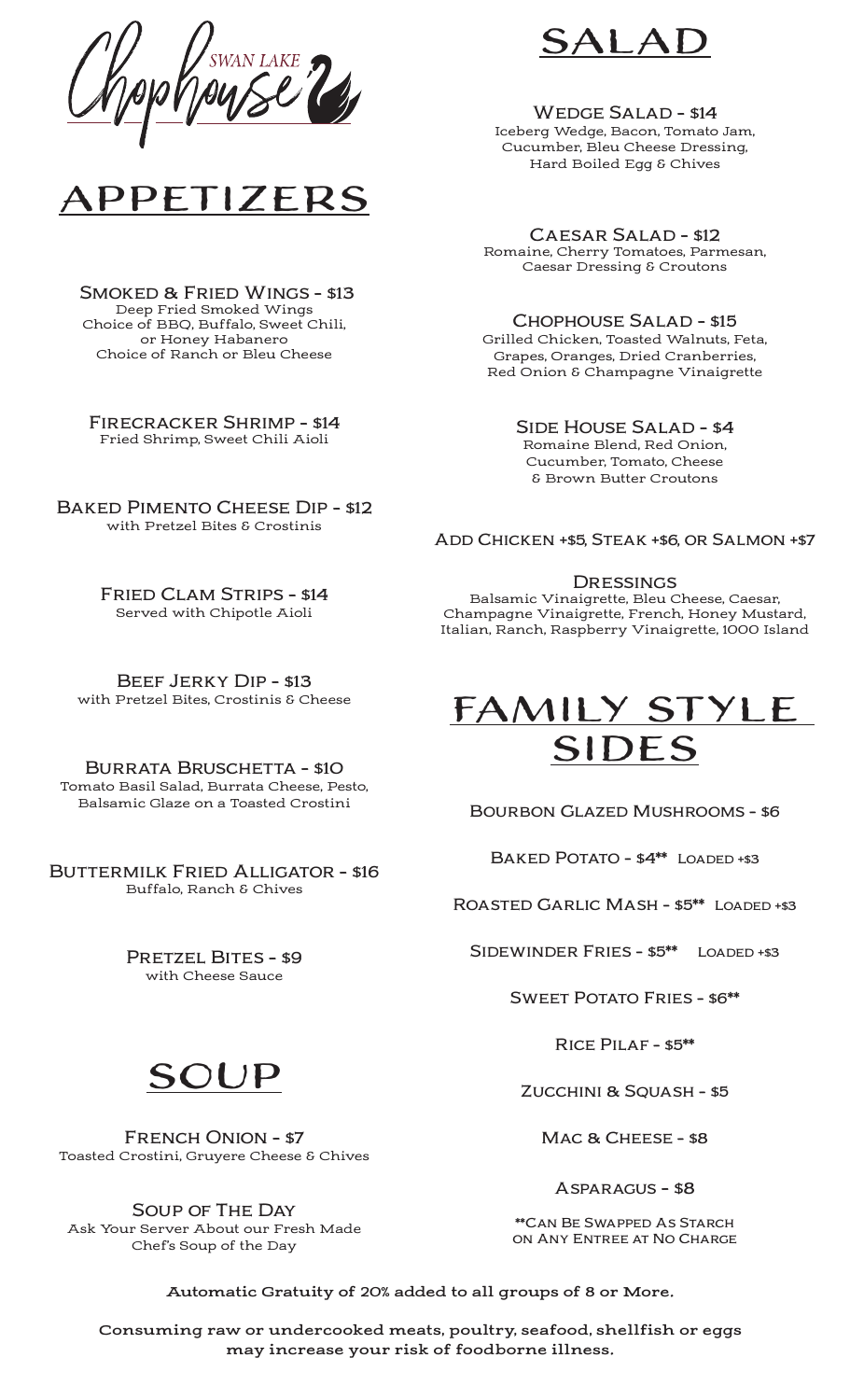Swan Lake Chophouse

# APPETIZERS

**Smoked & Fried Wings - $13**
Deep Fried Smoked Wings
Choice of BBQ, Buffalo, Sweet Chili, or Honey Habanero
Choice of Ranch or Bleu Cheese

**Firecracker Shrimp - $14**
Fried Shrimp, Sweet Chili Aioli

**Baked Pimento Cheese Dip - $12**
with Pretzel Bites & Crostinis

**Fried Clam Strips - $14**
Served with Chipotle Aioli

**Beef Jerky Dip - $13**
with Pretzel Bites, Crostinis & Cheese

**Burrata Bruschetta - $10**
Tomato Basil Salad, Burrata Cheese, Pesto, Balsamic Glaze on a Toasted Crostini

**Buttermilk Fried Alligator - $16**
Buffalo, Ranch & Chives

**Pretzel Bites - $9**
with Cheese Sauce

# SOUP

**French Onion - $7**
Toasted Crostini, Gruyere Cheese & Chives

**Soup of The Day**
Ask Your Server About our Fresh Made Chef's Soup of the Day

# SALAD

**Wedge Salad - $14**
Iceberg Wedge, Bacon, Tomato Jam, Cucumber, Bleu Cheese Dressing, Hard Boiled Egg & Chives

**Caesar Salad - $12**
Romaine, Cherry Tomatoes, Parmesan, Caesar Dressing & Croutons

**Chophouse Salad - $15**
Grilled Chicken, Toasted Walnuts, Feta, Grapes, Oranges, Dried Cranberries, Red Onion & Champagne Vinaigrette

**Side House Salad - $4**
Romaine Blend, Red Onion, Cucumber, Tomato, Cheese & Brown Butter Croutons

**Add Chicken +$5, Steak +$6, or Salmon +$7**

**Dressings**
Balsamic Vinaigrette, Bleu Cheese, Caesar, Champagne Vinaigrette, French, Honey Mustard, Italian, Ranch, Raspberry Vinaigrette, 1000 Island

# FAMILY STYLE SIDES

Bourbon Glazed Mushrooms - $6

Baked Potato - $4** Loaded +$3

Roasted Garlic Mash - $5** Loaded +$3

Sidewinder Fries - $5** Loaded +$3

Sweet Potato Fries - $6**

Rice Pilaf - $5**

Zucchini & Squash - $5

Mac & Cheese - $8

Asparagus - $8

**Can Be Swapped As Starch on Any Entree at No Charge

**Automatic Gratuity of 20% added to all groups of 8 or More.**

**Consuming raw or undercooked meats, poultry, seafood, shellfish or eggs may increase your risk of foodborne illness.**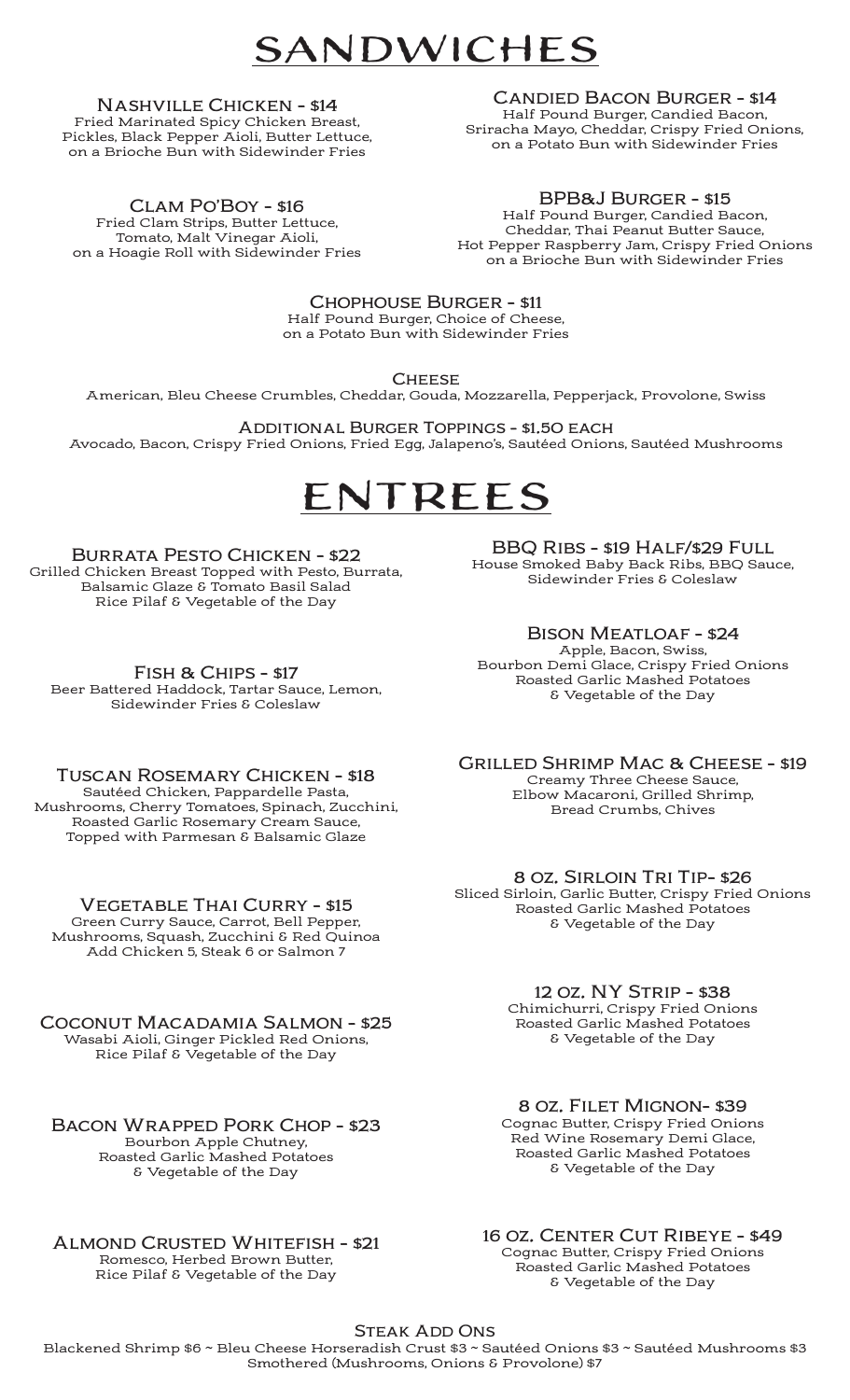# SANDWICHES

### Nashville Chicken - $14
Fried Marinated Spicy Chicken Breast, Pickles, Black Pepper Aioli, Butter Lettuce, on a Brioche Bun with Sidewinder Fries

### Clam Po'Boy - $16
Fried Clam Strips, Butter Lettuce, Tomato, Malt Vinegar Aioli, on a Hoagie Roll with Sidewinder Fries

### Candied Bacon Burger - $14
Half Pound Burger, Candied Bacon, Sriracha Mayo, Cheddar, Crispy Fried Onions, on a Potato Bun with Sidewinder Fries

### BPB&J Burger - $15
Half Pound Burger, Candied Bacon, Cheddar, Thai Peanut Butter Sauce, Hot Pepper Raspberry Jam, Crispy Fried Onions on a Brioche Bun with Sidewinder Fries

### Chophouse Burger - $11
Half Pound Burger, Choice of Cheese, on a Potato Bun with Sidewinder Fries

### Cheese
American, Bleu Cheese Crumbles, Cheddar, Gouda, Mozzarella, Pepperjack, Provolone, Swiss

### Additional Burger Toppings - $1.50 each
Avocado, Bacon, Crispy Fried Onions, Fried Egg, Jalapeno's, Sautéed Onions, Sautéed Mushrooms

# ENTREES

### Burrata Pesto Chicken - $22
Grilled Chicken Breast Topped with Pesto, Burrata, Balsamic Glaze & Tomato Basil Salad Rice Pilaf & Vegetable of the Day

### Fish & Chips - $17
Beer Battered Haddock, Tartar Sauce, Lemon, Sidewinder Fries & Coleslaw

### Tuscan Rosemary Chicken - $18
Sautéed Chicken, Pappardelle Pasta, Mushrooms, Cherry Tomatoes, Spinach, Zucchini, Roasted Garlic Rosemary Cream Sauce, Topped with Parmesan & Balsamic Glaze

### Vegetable Thai Curry - $15
Green Curry Sauce, Carrot, Bell Pepper, Mushrooms, Squash, Zucchini & Red Quinoa
Add Chicken 5, Steak 6 or Salmon 7

### Coconut Macadamia Salmon - $25
Wasabi Aioli, Ginger Pickled Red Onions, Rice Pilaf & Vegetable of the Day

### Bacon Wrapped Pork Chop - $23
Bourbon Apple Chutney, Roasted Garlic Mashed Potatoes & Vegetable of the Day

### Almond Crusted Whitefish - $21
Romesco, Herbed Brown Butter, Rice Pilaf & Vegetable of the Day

### BBQ Ribs - $19 Half/$29 Full
House Smoked Baby Back Ribs, BBQ Sauce, Sidewinder Fries & Coleslaw

### Bison Meatloaf - $24
Apple, Bacon, Swiss, Bourbon Demi Glace, Crispy Fried Onions Roasted Garlic Mashed Potatoes & Vegetable of the Day

### Grilled Shrimp Mac & Cheese - $19
Creamy Three Cheese Sauce, Elbow Macaroni, Grilled Shrimp, Bread Crumbs, Chives

### 8 oz. Sirloin Tri Tip- $26
Sliced Sirloin, Garlic Butter, Crispy Fried Onions Roasted Garlic Mashed Potatoes & Vegetable of the Day

### 12 oz. NY Strip - $38
Chimichurri, Crispy Fried Onions Roasted Garlic Mashed Potatoes & Vegetable of the Day

### 8 oz. Filet Mignon- $39
Cognac Butter, Crispy Fried Onions Red Wine Rosemary Demi Glace, Roasted Garlic Mashed Potatoes & Vegetable of the Day

### 16 oz. Center Cut Ribeye - $49
Cognac Butter, Crispy Fried Onions Roasted Garlic Mashed Potatoes & Vegetable of the Day

### Steak Add Ons
Blackened Shrimp $6 ~ Bleu Cheese Horseradish Crust $3 ~ Sautéed Onions $3 ~ Sautéed Mushrooms $3
Smothered (Mushrooms, Onions & Provolone) $7